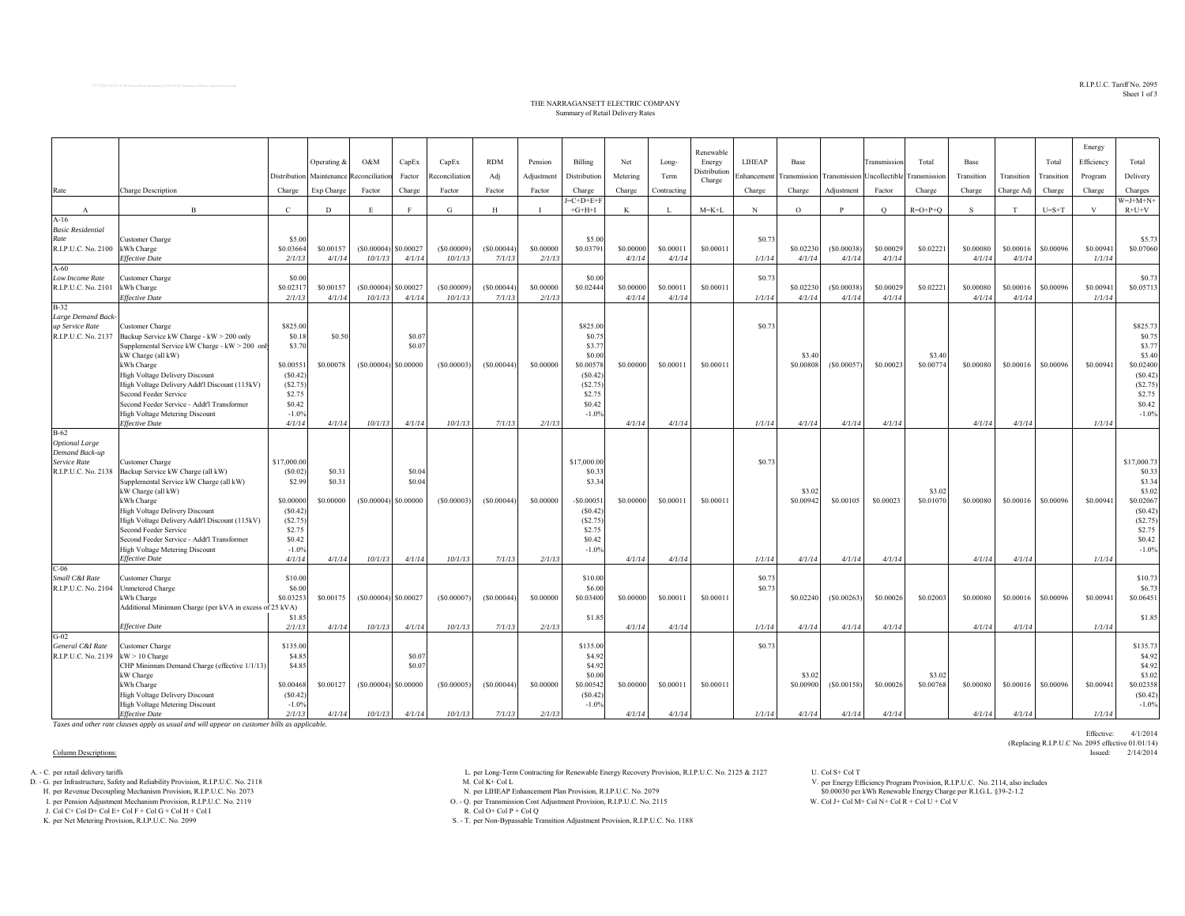R.I.P.U.C. Tariff No. 2095
Sheet 1 of 3

# THE NARRAGANSETT ELECTRIC COMPANY
## Summary of Retail Delivery Rates

| Rate | Charge Description | Distribution Charge | Operating & Maintenance Exp Charge | O&M Reconciliation Factor | CapEx Factor Charge | CapEx Reconciliation Factor | RDM Adj Factor | Pension Adjustment Factor | Billing Distribution Charge | Net Metering Charge | Long-Term Contracting | Renewable Energy Distribution Charge | LIHEAP Enhancement Charge | Base Transmission Charge | Transmission Adjustment | Transmission Uncollectible Factor | Total Transmission Charge | Base Transition Charge | Transition Charge Adj | Total Transition Charge | Energy Efficiency Program Charge | Total Delivery Charges |
|---|---|---|---|---|---|---|---|---|---|---|---|---|---|---|---|---|---|---|---|---|---|---|
| | | | | | | | | | J=C+D+E+F+G+H+I | | | M=K+L | | | | | R=O+P+Q | | | U=S+T | | W=J+M+N+R+U+V |
| A | B | C | D | E | F | G | H | I | J | K | L | M | N | O | P | Q | R | S | T | U | V | W |
| A-16 *Basic Residential Rate* R.I.P.U.C. No. 2100 | Customer Charge | $5.00 | | | | | | | $5.00 | | | | $0.73 | | | | | | | | | $5.73 |
| | kWh Charge | $0.03664 | $0.00157 | ($0.00004) | $0.00027 | ($0.00009) | ($0.00044) | $0.00000 | $0.03791 | $0.00000 | $0.00011 | $0.00011 | | $0.02230 | ($0.00038) | $0.00029 | $0.02221 | $0.00080 | $0.00016 | $0.00096 | $0.00941 | $0.07060 |
| | *Effective Date* | *2/1/13* | *4/1/14* | *10/1/13* | *4/1/14* | *10/1/13* | *7/1/13* | *2/1/13* | | *4/1/14* | *4/1/14* | | *1/1/14* | *4/1/14* | *4/1/14* | *4/1/14* | | *4/1/14* | *4/1/14* | | *1/1/14* | |
| A-60 *Low Income Rate* R.I.P.U.C. No. 2101 | Customer Charge | $0.00 | | | | | | | $0.00 | | | | $0.73 | | | | | | | | | $0.73 |
| | kWh Charge | $0.02317 | $0.00157 | ($0.00004) | $0.00027 | ($0.00009) | ($0.00044) | $0.00000 | $0.02444 | $0.00000 | $0.00011 | $0.00011 | | $0.02230 | ($0.00038) | $0.00029 | $0.02221 | $0.00080 | $0.00016 | $0.00096 | $0.00941 | $0.05713 |
| | *Effective Date* | *2/1/13* | *4/1/14* | *10/1/13* | *4/1/14* | *10/1/13* | *7/1/13* | *2/1/13* | | *4/1/14* | *4/1/14* | | *1/1/14* | *4/1/14* | *4/1/14* | *4/1/14* | | *4/1/14* | *4/1/14* | | *1/1/14* | |
| B-32 *Large Demand Back-up Service Rate* R.I.P.U.C. No. 2137 | Customer Charge | $825.00 | | | | | | | $825.00 | | | | $0.73 | | | | | | | | | $825.73 |
| | Backup Service kW Charge - kW > 200 only | $0.18 | $0.50 | | $0.07 | | | | $0.75 | | | | | | | | | | | | | $0.75 |
| | Supplemental Service kW Charge - kW > 200 only | $3.70 | | | $0.07 | | | | $3.77 | | | | | | | | | | | | | $3.77 |
| | kW Charge (all kW) | | | | | | | | $0.00 | | | | | $3.40 | | | $3.40 | | | | | $3.40 |
| | kWh Charge | $0.00551 | $0.00078 | ($0.00004) | $0.00000 | ($0.00003) | ($0.00044) | $0.00000 | $0.00578 | $0.00000 | $0.00011 | $0.00011 | | $0.00808 | ($0.00057) | $0.00023 | $0.00774 | $0.00080 | $0.00016 | $0.00096 | $0.00941 | $0.02400 |
| | High Voltage Delivery Discount | ($0.42) | | | | | | | ($0.42) | | | | | | | | | | | | | ($0.42) |
| | High Voltage Delivery Addt'l Discount (115kV) | ($2.75) | | | | | | | ($2.75) | | | | | | | | | | | | | ($2.75) |
| | Second Feeder Service | $2.75 | | | | | | | $2.75 | | | | | | | | | | | | | $2.75 |
| | Second Feeder Service - Addt'l Transformer | $0.42 | | | | | | | $0.42 | | | | | | | | | | | | | $0.42 |
| | High Voltage Metering Discount | -1.0% | | | | | | | -1.0% | | | | | | | | | | | | | -1.0% |
| | *Effective Date* | *4/1/14* | *4/1/14* | *10/1/13* | *4/1/14* | *10/1/13* | *7/1/13* | *2/1/13* | | *4/1/14* | *4/1/14* | | *1/1/14* | *4/1/14* | *4/1/14* | *4/1/14* | | *4/1/14* | *4/1/14* | | *1/1/14* | |
| B-62 *Optional Large Demand Back-up Service Rate* R.I.P.U.C. No. 2138 | Customer Charge | $17,000.00 | | | | | | | $17,000.00 | | | | $0.73 | | | | | | | | | $17,000.73 |
| | Backup Service kW Charge (all kW) | ($0.02) | $0.31 | | $0.04 | | | | $0.33 | | | | | | | | | | | | | $0.33 |
| | Supplemental Service kW Charge (all kW) | $2.99 | $0.31 | | $0.04 | | | | $3.34 | | | | | | | | | | | | | $3.34 |
| | kW Charge (all kW) | | | | | | | | | | | | | $3.02 | | | $3.02 | | | | | $3.02 |
| | kWh Charge | $0.00000 | $0.00000 | ($0.00004) | $0.00000 | ($0.00003) | ($0.00044) | $0.00000 | -$0.00051 | $0.00000 | $0.00011 | $0.00011 | | $0.00942 | $0.00105 | $0.00023 | $0.01070 | $0.00080 | $0.00016 | $0.00096 | $0.00941 | $0.02067 |
| | High Voltage Delivery Discount | ($0.42) | | | | | | | ($0.42) | | | | | | | | | | | | | ($0.42) |
| | High Voltage Delivery Addt'l Discount (115kV) | ($2.75) | | | | | | | ($2.75) | | | | | | | | | | | | | ($2.75) |
| | Second Feeder Service | $2.75 | | | | | | | $2.75 | | | | | | | | | | | | | $2.75 |
| | Second Feeder Service - Addt'l Transformer | $0.42 | | | | | | | $0.42 | | | | | | | | | | | | | $0.42 |
| | High Voltage Metering Discount | -1.0% | | | | | | | -1.0% | | | | | | | | | | | | | -1.0% |
| | *Effective Date* | *4/1/14* | *4/1/14* | *10/1/13* | *4/1/14* | *10/1/13* | *7/1/13* | *2/1/13* | | *4/1/14* | *4/1/14* | | *1/1/14* | *4/1/14* | *4/1/14* | *4/1/14* | | *4/1/14* | *4/1/14* | | *1/1/14* | |
| C-06 *Small C&I Rate* R.I.P.U.C. No. 2104 | Customer Charge | $10.00 | | | | | | | $10.00 | | | | $0.73 | | | | | | | | | $10.73 |
| | Unmetered Charge | $6.00 | | | | | | | $6.00 | | | | $0.73 | | | | | | | | | $6.73 |
| | kWh Charge | $0.03253 | $0.00175 | ($0.00004) | $0.00027 | ($0.00007) | ($0.00044) | $0.00000 | $0.03400 | $0.00000 | $0.00011 | $0.00011 | | $0.02240 | ($0.00263) | $0.00026 | $0.02003 | $0.00080 | $0.00016 | $0.00096 | $0.00941 | $0.06451 |
| | Additional Minimum Charge (per kVA in excess of 25 kVA) | $1.85 | | | | | | | $1.85 | | | | | | | | | | | | | $1.85 |
| | *Effective Date* | *2/1/13* | *4/1/14* | *10/1/13* | *4/1/14* | *10/1/13* | *7/1/13* | *2/1/13* | | *4/1/14* | *4/1/14* | | *1/1/14* | *4/1/14* | *4/1/14* | *4/1/14* | | *4/1/14* | *4/1/14* | | *1/1/14* | |
| G-02 *General C&I Rate* R.I.P.U.C. No. 2139 | Customer Charge | $135.00 | | | | | | | $135.00 | | | | $0.73 | | | | | | | | | $135.73 |
| | kW > 10 Charge | $4.85 | | | $0.07 | | | | $4.92 | | | | | | | | | | | | | $4.92 |
| | CHP Minimum Demand Charge (effective 1/1/13) | $4.85 | | | $0.07 | | | | $4.92 | | | | | | | | | | | | | $4.92 |
| | kW Charge | | | | | | | | $0.00 | | | | | $3.02 | | | $3.02 | | | | | $3.02 |
| | kWh Charge | $0.00468 | $0.00127 | ($0.00004) | $0.00000 | ($0.00005) | ($0.00044) | $0.00000 | $0.00542 | $0.00000 | $0.00011 | $0.00011 | | $0.00900 | ($0.00158) | $0.00026 | $0.00768 | $0.00080 | $0.00016 | $0.00096 | $0.00941 | $0.02358 |
| | High Voltage Delivery Discount | ($0.42) | | | | | | | ($0.42) | | | | | | | | | | | | | ($0.42) |
| | High Voltage Metering Discount | -1.0% | | | | | | | -1.0% | | | | | | | | | | | | | -1.0% |
| | *Effective Date* | *2/1/13* | *4/1/14* | *10/1/13* | *4/1/14* | *10/1/13* | *7/1/13* | *2/1/13* | | *4/1/14* | *4/1/14* | | *1/1/14* | *4/1/14* | *4/1/14* | *4/1/14* | | *4/1/14* | *4/1/14* | | *1/1/14* | |

*Taxes and other rate clauses apply as usual and will appear on customer bills as applicable.*

Effective: 4/1/2014
(Replacing R.I.P.U.C No. 2095 effective 01/01/14)
Issued: 2/14/2014

Column Descriptions:

A. - C. per retail delivery tariffs
D. - G. per Infrastructure, Safety and Reliability Provision, R.I.P.U.C. No. 2118
H. per Revenue Decoupling Mechanism Provision, R.I.P.U.C. No. 2073
I. per Pension Adjustment Mechanism Provision, R.I.P.U.C. No. 2119
J. Col C+ Col D+ Col E+ Col F + Col G + Col H + Col I
K. per Net Metering Provision, R.I.P.U.C. No. 2099
L. per Long-Term Contracting for Renewable Energy Recovery Provision, R.I.P.U.C. No. 2125 & 2127
M. Col K+ Col L
N. per LIHEAP Enhancement Plan Provision, R.I.P.U.C. No. 2079
O. - Q. per Transmission Cost Adjustment Provision, R.I.P.U.C. No. 2115
R. Col O+ Col P + Col Q
S. - T. per Non-Bypassable Transition Adjustment Provision, R.I.P.U.C. No. 1188
U. Col S+ Col T
V. per Energy Efficiency Program Provision, R.I.P.U.C. No. 2114, also includes $0.00030 per kWh Renewable Energy Charge per R.I.G.L. §39-2-1.2
W. Col J+ Col M+ Col N+ Col R + Col U + Col V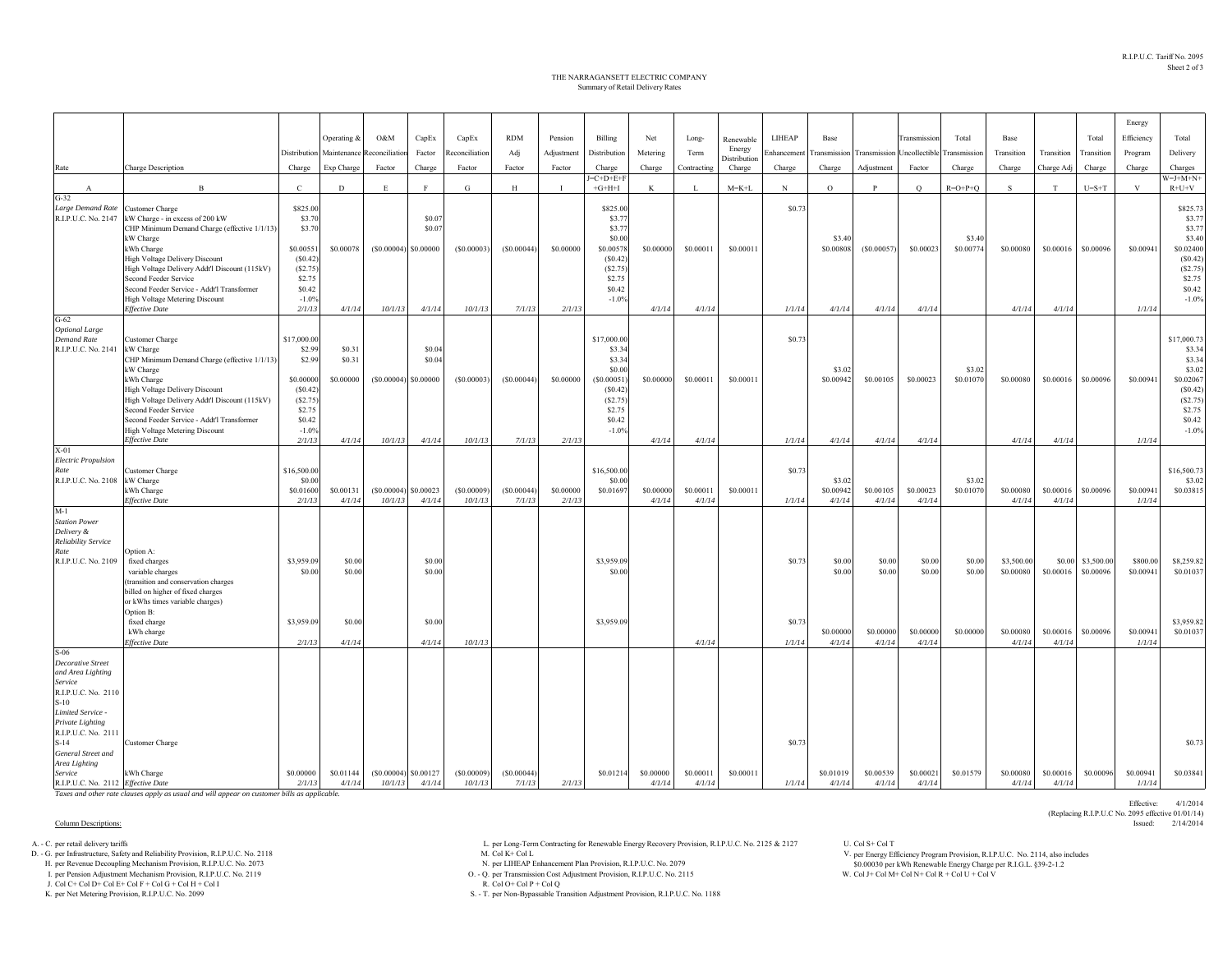# THE NARRAGANSETT ELECTRIC COMPANY

## Summary of Retail Delivery Rates

| Rate | Charge Description | Distribution Charge | Operating & Maintenance Exp Charge | O&M Reconciliation Factor | CapEx Factor Charge | CapEx Reconciliation Factor | RDM Adj Factor | Pension Adjustment Factor | Billing Distribution Charge | Net Metering Charge | Long-Term Contracting | Renewable Energy Distribution Charge | LIHEAP Enhancement Charge | Base Transmission Charge | Transmission Adjustment | Transmission Uncollectible Factor | Total Transmission Charge | Base Transition Charge | Transition Charge Adj | Total Transition Charge | Energy Efficiency Program Charge | Total Delivery Charges |
|---|---|---|---|---|---|---|---|---|---|---|---|---|---|---|---|---|---|---|---|---|---|---|
| A | B | C | D | E | F | G | H | I | J=C+D+E+F +G+H+I | K | L | M=K+L | N | O | P | Q | R=O+P+Q | S | T | U=S+T | V | W=J+M+N+ R+U+V |
| G-32 | | | | | | | | | | | | | | | | | | | | | | |
| *Large Demand Rate* | Customer Charge | $825.00 | | | | | | | $825.00 | | | | $0.73 | | | | | | | | | $825.73 |
| R.I.P.U.C. No. 2147 | kW Charge - in excess of 200 kW | $3.70 | | | $0.07 | | | | $3.77 | | | | | | | | | | | | | $3.77 |
| | CHP Minimum Demand Charge (effective 1/1/13) | $3.70 | | | $0.07 | | | | $3.77 | | | | | | | | | | | | | $3.77 |
| | kW Charge | | | | | | | | $0.00 | | | | | $3.40 | | | $3.40 | | | | | $3.40 |
| | kWh Charge | $0.00551 | $0.00078 | ($0.00004) | $0.00000 | ($0.00003) | ($0.00044) | $0.00000 | $0.00578 | $0.00000 | $0.00011 | $0.00011 | | $0.00808 | ($0.00057) | $0.00023 | $0.00774 | $0.00080 | $0.00016 | $0.00096 | $0.00941 | $0.02400 |
| | High Voltage Delivery Discount | ($0.42) | | | | | | | ($0.42) | | | | | | | | | | | | | ($0.42) |
| | High Voltage Delivery Addt'l Discount (115kV) | ($2.75) | | | | | | | ($2.75) | | | | | | | | | | | | | ($2.75) |
| | Second Feeder Service | $2.75 | | | | | | | $2.75 | | | | | | | | | | | | | $2.75 |
| | Second Feeder Service - Addt'l Transformer | $0.42 | | | | | | | $0.42 | | | | | | | | | | | | | $0.42 |
| | High Voltage Metering Discount | -1.0% | | | | | | | -1.0% | | | | | | | | | | | | | -1.0% |
| | *Effective Date* | *2/1/13* | *4/1/14* | *10/1/13* | *4/1/14* | *10/1/13* | *7/1/13* | *2/1/13* | | *4/1/14* | *4/1/14* | | *1/1/14* | *4/1/14* | *4/1/14* | *4/1/14* | | *4/1/14* | *4/1/14* | | *1/1/14* | |
| G-62 | | | | | | | | | | | | | | | | | | | | | | |
| *Optional Large* | | | | | | | | | | | | | | | | | | | | | | |
| *Demand Rate* | Customer Charge | $17,000.00 | | | | | | | $17,000.00 | | | | $0.73 | | | | | | | | | $17,000.73 |
| R.I.P.U.C. No. 2141 | kW Charge | $2.99 | $0.31 | | $0.04 | | | | $3.34 | | | | | | | | | | | | | $3.34 |
| | CHP Minimum Demand Charge (effective 1/1/13) | $2.99 | $0.31 | | $0.04 | | | | $3.34 | | | | | | | | | | | | | $3.34 |
| | kW Charge | | | | | | | | $0.00 | | | | | $3.02 | | | $3.02 | | | | | $3.02 |
| | kWh Charge | $0.00000 | $0.00000 | ($0.00004) | $0.00000 | ($0.00003) | ($0.00044) | $0.00000 | ($0.00051) | $0.00000 | $0.00011 | $0.00011 | | $0.00942 | $0.00105 | $0.00023 | $0.01070 | $0.00080 | $0.00016 | $0.00096 | $0.00941 | $0.02067 |
| | High Voltage Delivery Discount | ($0.42) | | | | | | | ($0.42) | | | | | | | | | | | | | ($0.42) |
| | High Voltage Delivery Addt'l Discount (115kV) | ($2.75) | | | | | | | ($2.75) | | | | | | | | | | | | | ($2.75) |
| | Second Feeder Service | $2.75 | | | | | | | $2.75 | | | | | | | | | | | | | $2.75 |
| | Second Feeder Service - Addt'l Transformer | $0.42 | | | | | | | $0.42 | | | | | | | | | | | | | $0.42 |
| | High Voltage Metering Discount | -1.0% | | | | | | | -1.0% | | | | | | | | | | | | | -1.0% |
| | *Effective Date* | *2/1/13* | *4/1/14* | *10/1/13* | *4/1/14* | *10/1/13* | *7/1/13* | *2/1/13* | | *4/1/14* | *4/1/14* | | *1/1/14* | *4/1/14* | *4/1/14* | *4/1/14* | | *4/1/14* | *4/1/14* | | *1/1/14* | |
| X-01 | | | | | | | | | | | | | | | | | | | | | | |
| *Electric Propulsion* | | | | | | | | | | | | | | | | | | | | | | |
| *Rate* | Customer Charge | $16,500.00 | | | | | | | $16,500.00 | | | | $0.73 | | | | | | | | | $16,500.73 |
| R.I.P.U.C. No. 2108 | kW Charge | $0.00 | | | | | | | $0.00 | | | | | $3.02 | | | $3.02 | | | | | $3.02 |
| | kWh Charge | $0.01600 | $0.00131 | ($0.00004) | $0.00023 | ($0.00009) | ($0.00044) | $0.00000 | $0.01697 | $0.00000 | $0.00011 | $0.00011 | | $0.00942 | $0.00105 | $0.00023 | $0.01070 | $0.00080 | $0.00016 | $0.00096 | $0.00941 | $0.03815 |
| | *Effective Date* | *2/1/13* | *4/1/14* | *10/1/13* | *4/1/14* | *10/1/13* | *7/1/13* | *2/1/13* | | *4/1/14* | *4/1/14* | | *1/1/14* | *4/1/14* | *4/1/14* | *4/1/14* | | *4/1/14* | *4/1/14* | | *1/1/14* | |
| M-1 | | | | | | | | | | | | | | | | | | | | | | |
| *Station Power Delivery & Reliability Service* | | | | | | | | | | | | | | | | | | | | | | |
| *Rate* | Option A: | | | | | | | | | | | | | | | | | | | | | |
| R.I.P.U.C. No. 2109 | fixed charges | $3,959.09 | $0.00 | | $0.00 | | | | $3,959.09 | | | | $0.73 | $0.00 | $0.00 | $0.00 | $0.00 | $3,500.00 | $0.00 | $3,500.00 | $800.00 | $8,259.82 |
| | variable charges | $0.00 | $0.00 | | $0.00 | | | | $0.00 | | | | | $0.00 | $0.00 | $0.00 | $0.00 | $0.00080 | $0.00016 | $0.00096 | $0.00941 | $0.01037 |
| | (transition and conservation charges billed on higher of fixed charges or kWhs times variable charges) | | | | | | | | | | | | | | | | | | | | | |
| | Option B: | | | | | | | | | | | | | | | | | | | | | |
| | fixed charge | $3,959.09 | $0.00 | | $0.00 | | | | $3,959.09 | | | | $0.73 | | | | | | | | | $3,959.82 |
| | kWh charge | | | | | | | | | | | | | $0.00000 | $0.00000 | $0.00000 | $0.00000 | $0.00080 | $0.00016 | $0.00096 | $0.00941 | $0.01037 |
| | *Effective Date* | *2/1/13* | *4/1/14* | | *4/1/14* | *10/1/13* | | | | | *4/1/14* | | *1/1/14* | *4/1/14* | *4/1/14* | *4/1/14* | | *4/1/14* | *4/1/14* | | *1/1/14* | |
| S-06 | | | | | | | | | | | | | | | | | | | | | | |
| *Decorative Street and Area Lighting Service* | | | | | | | | | | | | | | | | | | | | | | |
| R.I.P.U.C. No. 2110 | | | | | | | | | | | | | | | | | | | | | | |
| S-10 | | | | | | | | | | | | | | | | | | | | | | |
| *Limited Service - Private Lighting* | | | | | | | | | | | | | | | | | | | | | | |
| R.I.P.U.C. No. 2111 | | | | | | | | | | | | | | | | | | | | | | |
| S-14 | Customer Charge | | | | | | | | | | | | $0.73 | | | | | | | | | $0.73 |
| *General Street and Area Lighting* | | | | | | | | | | | | | | | | | | | | | | |
| *Service* | kWh Charge | $0.00000 | $0.01144 | ($0.00004) | $0.00127 | ($0.00009) | ($0.00044) | | $0.01214 | $0.00000 | $0.00011 | $0.00011 | | $0.01019 | $0.00539 | $0.00021 | $0.01579 | $0.00080 | $0.00016 | $0.00096 | $0.00941 | $0.03841 |
| R.I.P.U.C. No. 2112 | *Effective Date* | *2/1/13* | *4/1/14* | *10/1/13* | *4/1/14* | *10/1/13* | *7/1/13* | *2/1/13* | | *4/1/14* | *4/1/14* | | *1/1/14* | *4/1/14* | *4/1/14* | *4/1/14* | | *4/1/14* | *4/1/14* | | *1/1/14* | |

*Taxes and other rate clauses apply as usual and will appear on customer bills as applicable.*

Effective: 4/1/2014
(Replacing R.I.P.U.C No. 2095 effective 01/01/14)
Issued: 2/14/2014

Column Descriptions:

A. - C. per retail delivery tariffs
D. - G. per Infrastructure, Safety and Reliability Provision, R.I.P.U.C. No. 2118
H. per Revenue Decoupling Mechanism Provision, R.I.P.U.C. No. 2073
I. per Pension Adjustment Mechanism Provision, R.I.P.U.C. No. 2119
J. Col C+ Col D+ Col E+ Col F + Col G + Col H + Col I
K. per Net Metering Provision, R.I.P.U.C. No. 2099
L. per Long-Term Contracting for Renewable Energy Recovery Provision, R.I.P.U.C. No. 2125 & 2127
M. Col K+ Col L
N. per LIHEAP Enhancement Plan Provision, R.I.P.U.C. No. 2079
O. - Q. per Transmission Cost Adjustment Provision, R.I.P.U.C. No. 2115
R. Col O+ Col P + Col Q
S. - T. per Non-Bypassable Transition Adjustment Provision, R.I.P.U.C. No. 1188
U. Col S+ Col T
V. per Energy Efficiency Program Provision, R.I.P.U.C. No. 2114, also includes $0.00030 per kWh Renewable Energy Charge per R.I.G.L. §39-2-1.2
W. Col J+ Col M+ Col N+ Col R + Col U + Col V